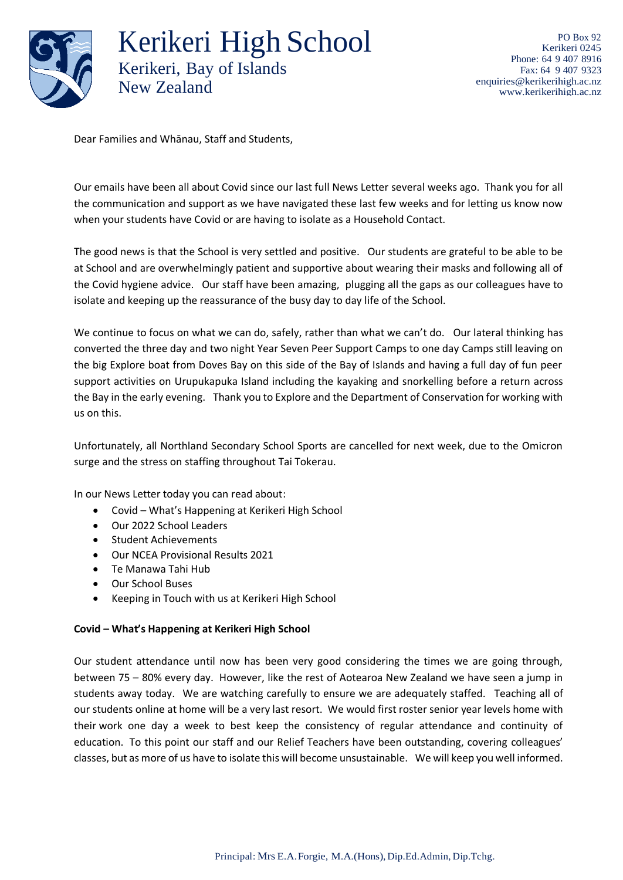# Kerikeri High School

Kerikeri, Bay of Islands
New Zealand

PO Box 92
Kerikeri 0245
Phone: 64 9 407 8916
Fax: 64 9 407 9323
enquiries@kerikerihigh.ac.nz
www.kerikerihigh.ac.nz

Dear Families and Whānau, Staff and Students,

Our emails have been all about Covid since our last full News Letter several weeks ago. Thank you for all the communication and support as we have navigated these last few weeks and for letting us know now when your students have Covid or are having to isolate as a Household Contact.

The good news is that the School is very settled and positive. Our students are grateful to be able to be at School and are overwhelmingly patient and supportive about wearing their masks and following all of the Covid hygiene advice. Our staff have been amazing, plugging all the gaps as our colleagues have to isolate and keeping up the reassurance of the busy day to day life of the School.

We continue to focus on what we can do, safely, rather than what we can't do. Our lateral thinking has converted the three day and two night Year Seven Peer Support Camps to one day Camps still leaving on the big Explore boat from Doves Bay on this side of the Bay of Islands and having a full day of fun peer support activities on Urupukapuka Island including the kayaking and snorkelling before a return across the Bay in the early evening. Thank you to Explore and the Department of Conservation for working with us on this.

Unfortunately, all Northland Secondary School Sports are cancelled for next week, due to the Omicron surge and the stress on staffing throughout Tai Tokerau.

In our News Letter today you can read about:

- Covid – What's Happening at Kerikeri High School
- Our 2022 School Leaders
- Student Achievements
- Our NCEA Provisional Results 2021
- Te Manawa Tahi Hub
- Our School Buses
- Keeping in Touch with us at Kerikeri High School

**Covid – What's Happening at Kerikeri High School**

Our student attendance until now has been very good considering the times we are going through, between 75 – 80% every day. However, like the rest of Aotearoa New Zealand we have seen a jump in students away today. We are watching carefully to ensure we are adequately staffed. Teaching all of our students online at home will be a very last resort. We would first roster senior year levels home with their work one day a week to best keep the consistency of regular attendance and continuity of education. To this point our staff and our Relief Teachers have been outstanding, covering colleagues' classes, but as more of us have to isolate this will become unsustainable. We will keep you well informed.

Principal: Mrs E.A. Forgie, M.A.(Hons), Dip.Ed.Admin, Dip.Tchg.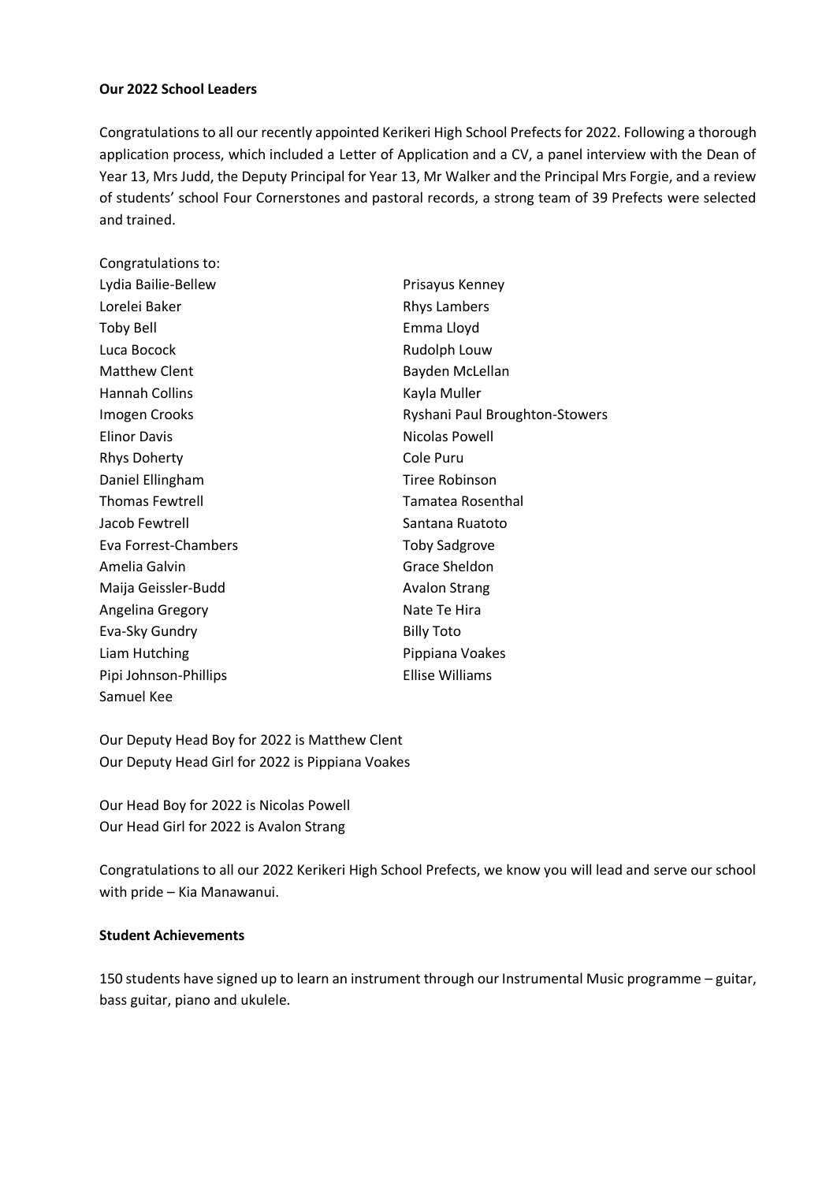**Our 2022 School Leaders**

Congratulations to all our recently appointed Kerikeri High School Prefects for 2022. Following a thorough application process, which included a Letter of Application and a CV, a panel interview with the Dean of Year 13, Mrs Judd, the Deputy Principal for Year 13, Mr Walker and the Principal Mrs Forgie, and a review of students' school Four Cornerstones and pastoral records, a strong team of 39 Prefects were selected and trained.

Congratulations to:

Lydia Bailie-Bellew
Lorelei Baker
Toby Bell
Luca Bocock
Matthew Clent
Hannah Collins
Imogen Crooks
Elinor Davis
Rhys Doherty
Daniel Ellingham
Thomas Fewtrell
Jacob Fewtrell
Eva Forrest-Chambers
Amelia Galvin
Maija Geissler-Budd
Angelina Gregory
Eva-Sky Gundry
Liam Hutching
Pipi Johnson-Phillips
Samuel Kee
Prisayus Kenney
Rhys Lambers
Emma Lloyd
Rudolph Louw
Bayden McLellan
Kayla Muller
Ryshani Paul Broughton-Stowers
Nicolas Powell
Cole Puru
Tiree Robinson
Tamatea Rosenthal
Santana Ruatoto
Toby Sadgrove
Grace Sheldon
Avalon Strang
Nate Te Hira
Billy Toto
Pippiana Voakes
Ellise Williams

Our Deputy Head Boy for 2022 is Matthew Clent
Our Deputy Head Girl for 2022 is Pippiana Voakes

Our Head Boy for 2022 is Nicolas Powell
Our Head Girl for 2022 is Avalon Strang

Congratulations to all our 2022 Kerikeri High School Prefects, we know you will lead and serve our school with pride – Kia Manawanui.

**Student Achievements**

150 students have signed up to learn an instrument through our Instrumental Music programme – guitar, bass guitar, piano and ukulele.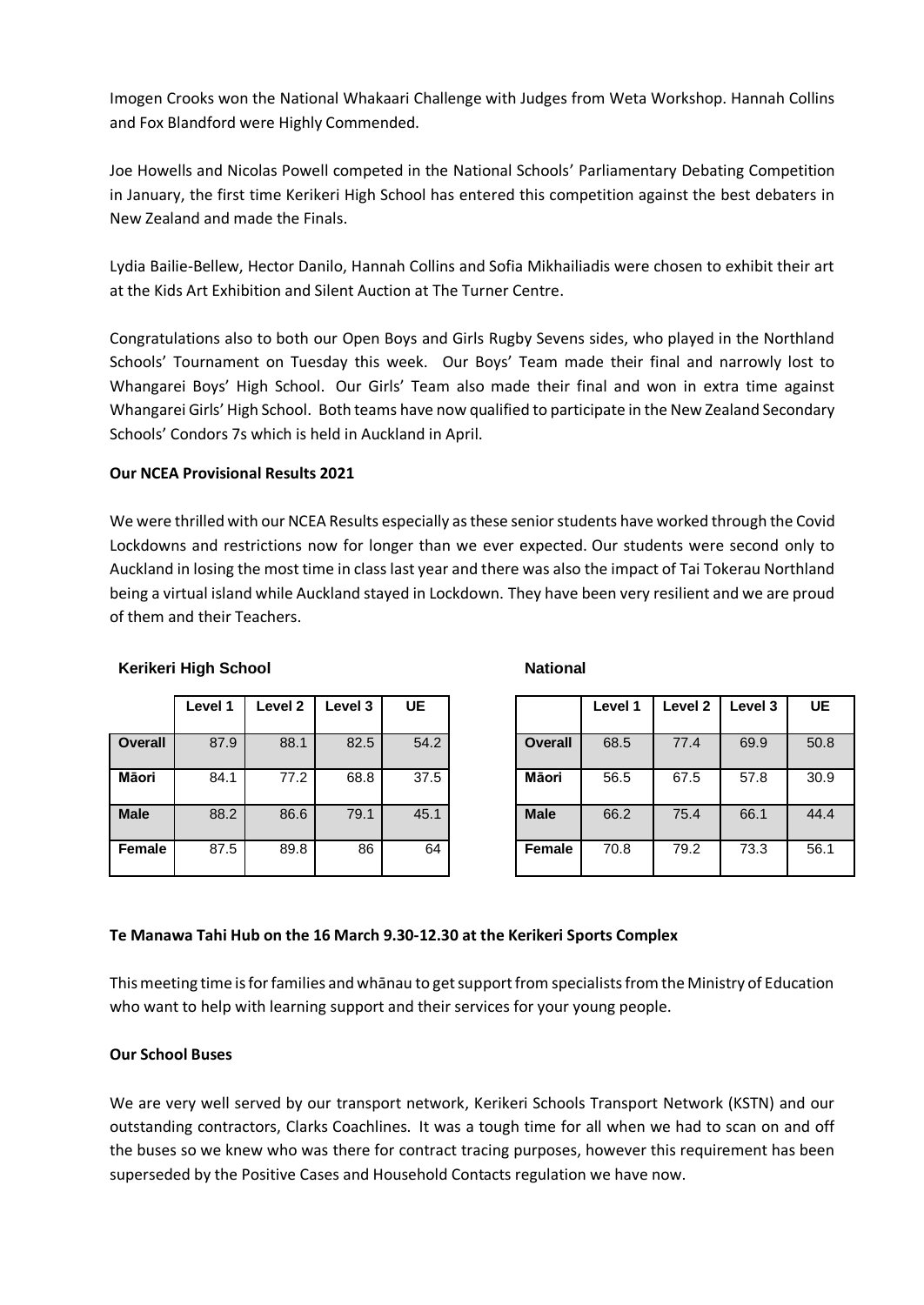Imogen Crooks won the National Whakaari Challenge with Judges from Weta Workshop. Hannah Collins and Fox Blandford were Highly Commended.

Joe Howells and Nicolas Powell competed in the National Schools' Parliamentary Debating Competition in January, the first time Kerikeri High School has entered this competition against the best debaters in New Zealand and made the Finals.

Lydia Bailie-Bellew, Hector Danilo, Hannah Collins and Sofia Mikhailiadis were chosen to exhibit their art at the Kids Art Exhibition and Silent Auction at The Turner Centre.

Congratulations also to both our Open Boys and Girls Rugby Sevens sides, who played in the Northland Schools' Tournament on Tuesday this week. Our Boys' Team made their final and narrowly lost to Whangarei Boys' High School. Our Girls' Team also made their final and won in extra time against Whangarei Girls' High School. Both teams have now qualified to participate in the New Zealand Secondary Schools' Condors 7s which is held in Auckland in April.

**Our NCEA Provisional Results 2021**

We were thrilled with our NCEA Results especially as these senior students have worked through the Covid Lockdowns and restrictions now for longer than we ever expected. Our students were second only to Auckland in losing the most time in class last year and there was also the impact of Tai Tokerau Northland being a virtual island while Auckland stayed in Lockdown. They have been very resilient and we are proud of them and their Teachers.

**Kerikeri High School**

| | Level 1 | Level 2 | Level 3 | UE |
|---|---|---|---|---|
| **Overall** | 87.9 | 88.1 | 82.5 | 54.2 |
| **Māori** | 84.1 | 77.2 | 68.8 | 37.5 |
| **Male** | 88.2 | 86.6 | 79.1 | 45.1 |
| **Female** | 87.5 | 89.8 | 86 | 64 |

**National**

| | Level 1 | Level 2 | Level 3 | UE |
|---|---|---|---|---|
| **Overall** | 68.5 | 77.4 | 69.9 | 50.8 |
| **Māori** | 56.5 | 67.5 | 57.8 | 30.9 |
| **Male** | 66.2 | 75.4 | 66.1 | 44.4 |
| **Female** | 70.8 | 79.2 | 73.3 | 56.1 |

**Te Manawa Tahi Hub on the 16 March 9.30-12.30 at the Kerikeri Sports Complex**

This meeting time is for families and whānau to get support from specialists from the Ministry of Education who want to help with learning support and their services for your young people.

**Our School Buses**

We are very well served by our transport network, Kerikeri Schools Transport Network (KSTN) and our outstanding contractors, Clarks Coachlines. It was a tough time for all when we had to scan on and off the buses so we knew who was there for contract tracing purposes, however this requirement has been superseded by the Positive Cases and Household Contacts regulation we have now.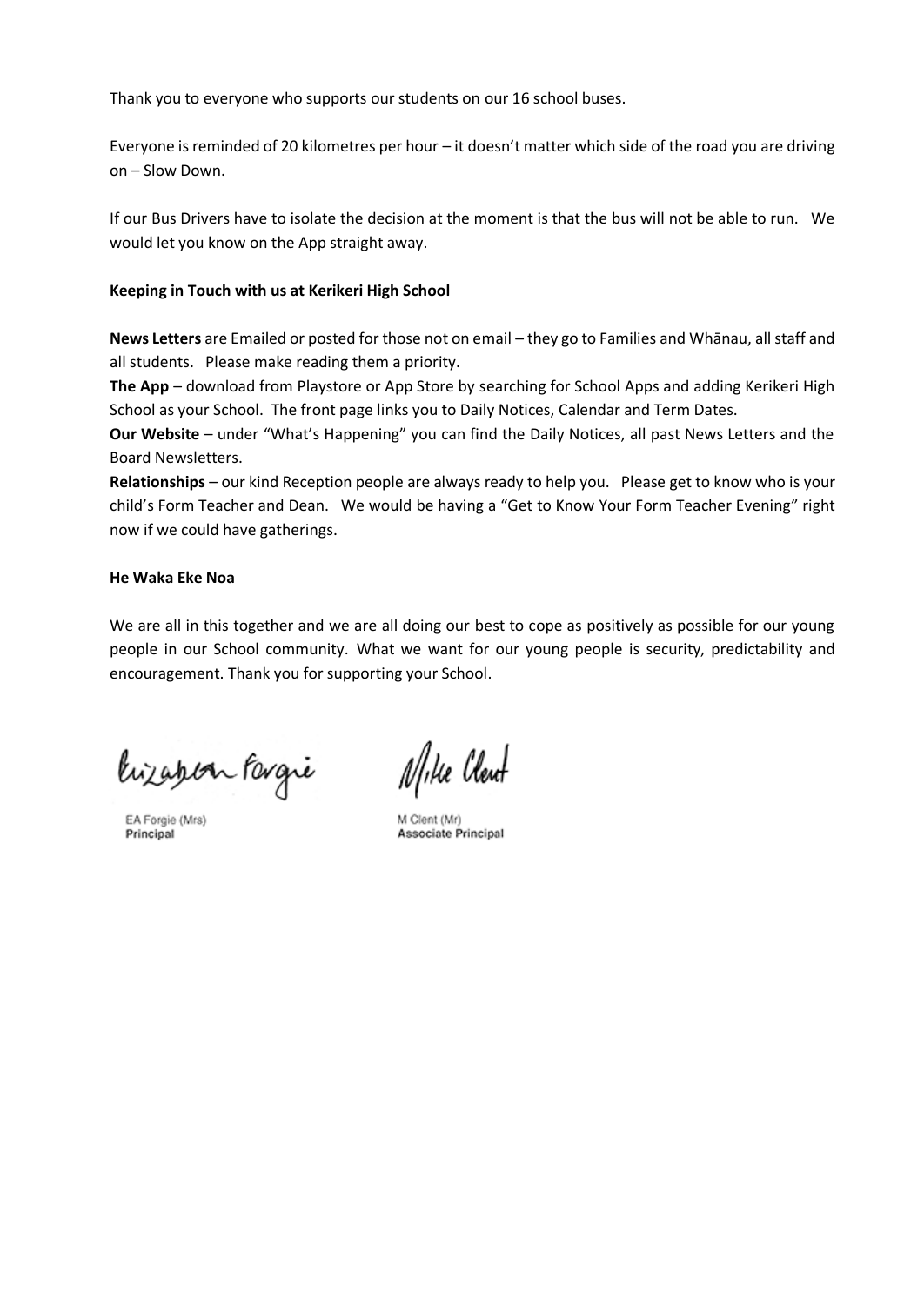Thank you to everyone who supports our students on our 16 school buses.

Everyone is reminded of 20 kilometres per hour – it doesn't matter which side of the road you are driving on – Slow Down.

If our Bus Drivers have to isolate the decision at the moment is that the bus will not be able to run. We would let you know on the App straight away.

**Keeping in Touch with us at Kerikeri High School**

**News Letters** are Emailed or posted for those not on email – they go to Families and Whānau, all staff and all students. Please make reading them a priority.

**The App** – download from Playstore or App Store by searching for School Apps and adding Kerikeri High School as your School. The front page links you to Daily Notices, Calendar and Term Dates.

**Our Website** – under "What's Happening" you can find the Daily Notices, all past News Letters and the Board Newsletters.

**Relationships** – our kind Reception people are always ready to help you. Please get to know who is your child's Form Teacher and Dean. We would be having a "Get to Know Your Form Teacher Evening" right now if we could have gatherings.

**He Waka Eke Noa**

We are all in this together and we are all doing our best to cope as positively as possible for our young people in our School community. What we want for our young people is security, predictability and encouragement. Thank you for supporting your School.

Elizabeth Forgie

EA Forgie (Mrs)
**Principal**

Mike Clent

M Clent (Mr)
**Associate Principal**